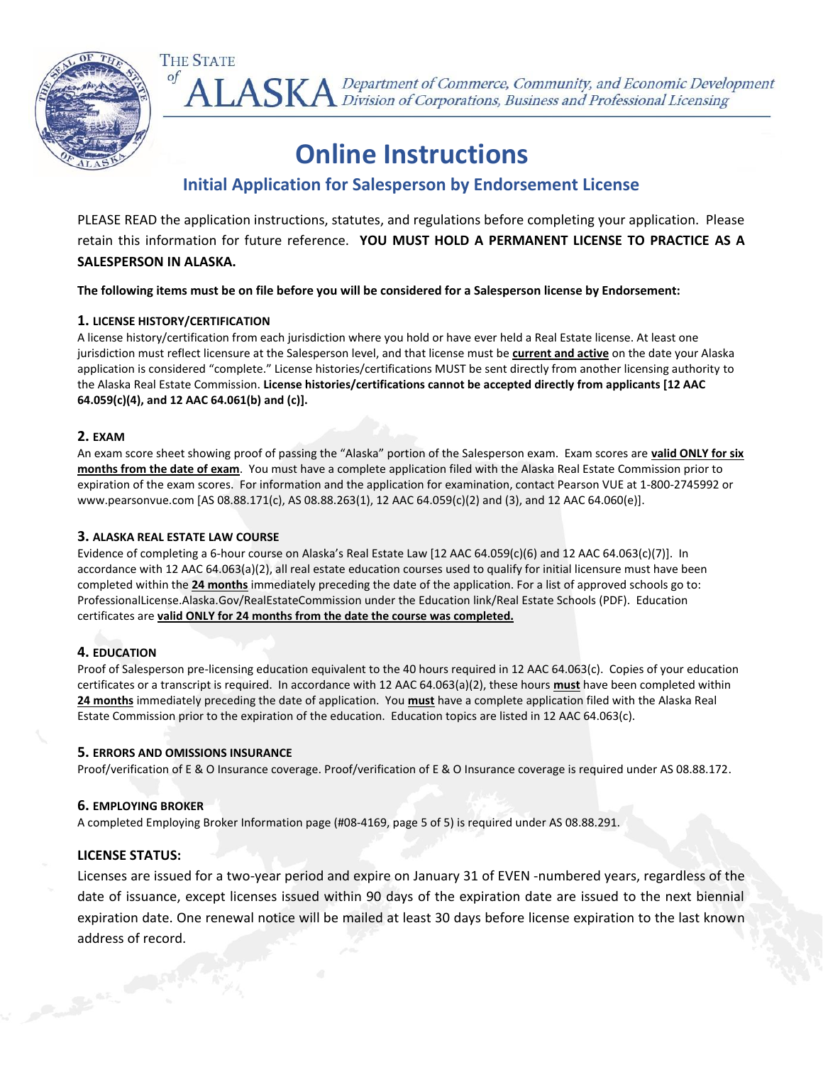THE STATE of **ALASKA** *Department of Commerce, Community, and Economic Development*
*Division of Corporations, Business and Professional Licensing*

# Online Instructions

## Initial Application for Salesperson by Endorsement License

PLEASE READ the application instructions, statutes, and regulations before completing your application. Please retain this information for future reference. **YOU MUST HOLD A PERMANENT LICENSE TO PRACTICE AS A SALESPERSON IN ALASKA.**

**The following items must be on file before you will be considered for a Salesperson license by Endorsement:**

### 1. LICENSE HISTORY/CERTIFICATION

A license history/certification from each jurisdiction where you hold or have ever held a Real Estate license. At least one jurisdiction must reflect licensure at the Salesperson level, and that license must be **current and active** on the date your Alaska application is considered "complete." License histories/certifications MUST be sent directly from another licensing authority to the Alaska Real Estate Commission. **License histories/certifications cannot be accepted directly from applicants [12 AAC 64.059(c)(4), and 12 AAC 64.061(b) and (c)].**

### 2. EXAM

An exam score sheet showing proof of passing the "Alaska" portion of the Salesperson exam. Exam scores are **valid ONLY for six months from the date of exam**. You must have a complete application filed with the Alaska Real Estate Commission prior to expiration of the exam scores. For information and the application for examination, contact Pearson VUE at 1-800-2745992 or www.pearsonvue.com [AS 08.88.171(c), AS 08.88.263(1), 12 AAC 64.059(c)(2) and (3), and 12 AAC 64.060(e)].

### 3. ALASKA REAL ESTATE LAW COURSE

Evidence of completing a 6-hour course on Alaska's Real Estate Law [12 AAC 64.059(c)(6) and 12 AAC 64.063(c)(7)]. In accordance with 12 AAC 64.063(a)(2), all real estate education courses used to qualify for initial licensure must have been completed within the **24 months** immediately preceding the date of the application. For a list of approved schools go to: ProfessionalLicense.Alaska.Gov/RealEstateCommission under the Education link/Real Estate Schools (PDF). Education certificates are **valid ONLY for 24 months from the date the course was completed.**

### 4. EDUCATION

Proof of Salesperson pre-licensing education equivalent to the 40 hours required in 12 AAC 64.063(c). Copies of your education certificates or a transcript is required. In accordance with 12 AAC 64.063(a)(2), these hours **must** have been completed within **24 months** immediately preceding the date of application. You **must** have a complete application filed with the Alaska Real Estate Commission prior to the expiration of the education. Education topics are listed in 12 AAC 64.063(c).

### 5. ERRORS AND OMISSIONS INSURANCE

Proof/verification of E & O Insurance coverage. Proof/verification of E & O Insurance coverage is required under AS 08.88.172.

### 6. EMPLOYING BROKER

A completed Employing Broker Information page (#08-4169, page 5 of 5) is required under AS 08.88.291.

### LICENSE STATUS:

Licenses are issued for a two-year period and expire on January 31 of EVEN -numbered years, regardless of the date of issuance, except licenses issued within 90 days of the expiration date are issued to the next biennial expiration date. One renewal notice will be mailed at least 30 days before license expiration to the last known address of record.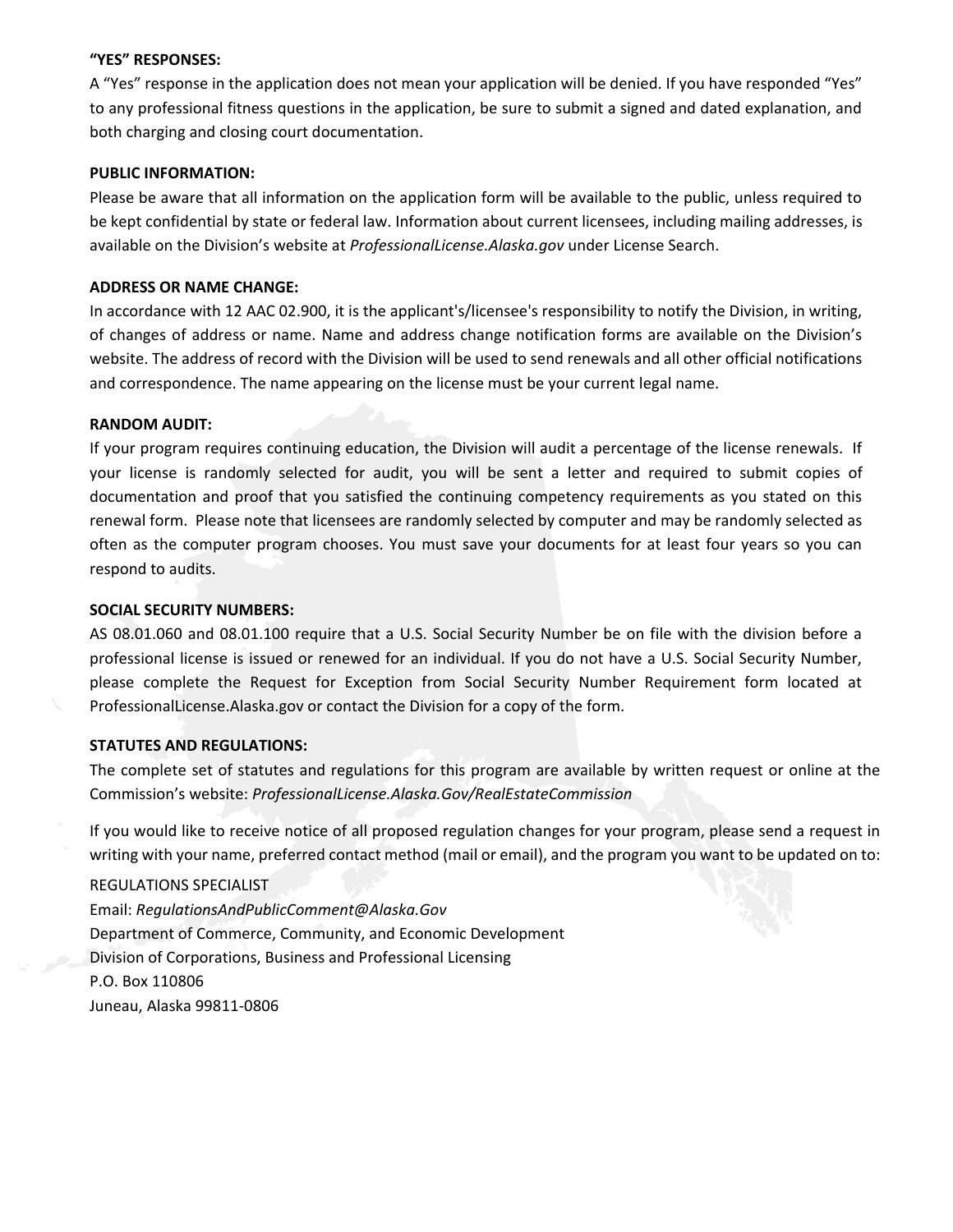**"YES" RESPONSES:**

A "Yes" response in the application does not mean your application will be denied. If you have responded "Yes" to any professional fitness questions in the application, be sure to submit a signed and dated explanation, and both charging and closing court documentation.

**PUBLIC INFORMATION:**

Please be aware that all information on the application form will be available to the public, unless required to be kept confidential by state or federal law. Information about current licensees, including mailing addresses, is available on the Division's website at *ProfessionalLicense.Alaska.gov* under License Search.

**ADDRESS OR NAME CHANGE:**

In accordance with 12 AAC 02.900, it is the applicant's/licensee's responsibility to notify the Division, in writing, of changes of address or name. Name and address change notification forms are available on the Division's website. The address of record with the Division will be used to send renewals and all other official notifications and correspondence. The name appearing on the license must be your current legal name.

**RANDOM AUDIT:**

If your program requires continuing education, the Division will audit a percentage of the license renewals. If your license is randomly selected for audit, you will be sent a letter and required to submit copies of documentation and proof that you satisfied the continuing competency requirements as you stated on this renewal form. Please note that licensees are randomly selected by computer and may be randomly selected as often as the computer program chooses. You must save your documents for at least four years so you can respond to audits.

**SOCIAL SECURITY NUMBERS:**

AS 08.01.060 and 08.01.100 require that a U.S. Social Security Number be on file with the division before a professional license is issued or renewed for an individual. If you do not have a U.S. Social Security Number, please complete the Request for Exception from Social Security Number Requirement form located at ProfessionalLicense.Alaska.gov or contact the Division for a copy of the form.

**STATUTES AND REGULATIONS:**

The complete set of statutes and regulations for this program are available by written request or online at the Commission's website: *ProfessionalLicense.Alaska.Gov/RealEstateCommission*

If you would like to receive notice of all proposed regulation changes for your program, please send a request in writing with your name, preferred contact method (mail or email), and the program you want to be updated on to:

REGULATIONS SPECIALIST
Email: *RegulationsAndPublicComment@Alaska.Gov*
Department of Commerce, Community, and Economic Development
Division of Corporations, Business and Professional Licensing
P.O. Box 110806
Juneau, Alaska 99811-0806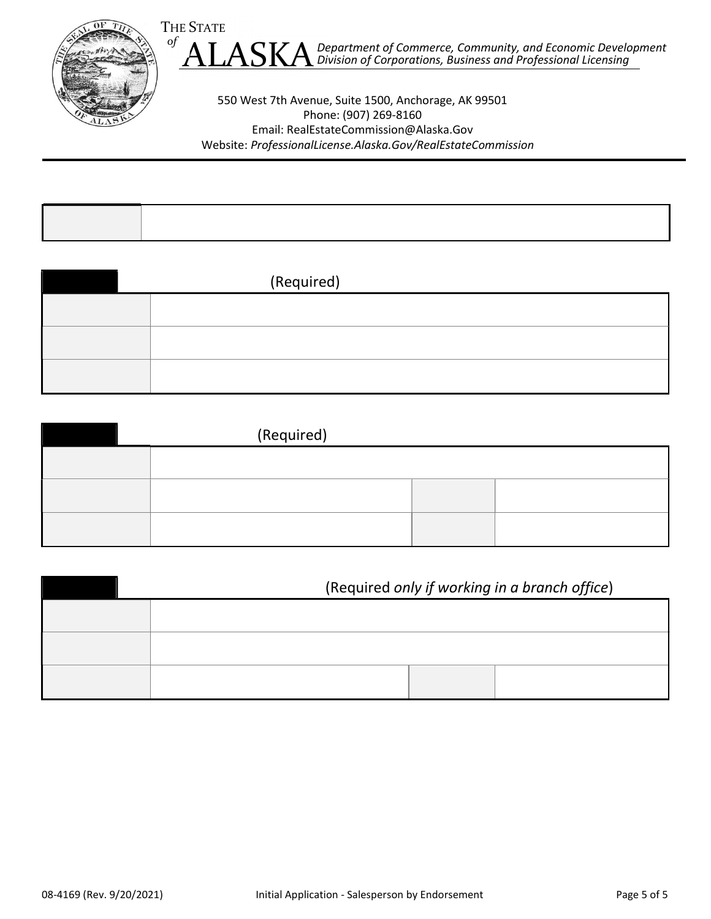THE STATE of ALASKA *Department of Commerce, Community, and Economic Development*
*Division of Corporations, Business and Professional Licensing*

550 West 7th Avenue, Suite 1500, Anchorage, AK 99501
Phone: (907) 269-8160
Email: RealEstateCommission@Alaska.Gov
Website: *ProfessionalLicense.Alaska.Gov/RealEstateCommission*

| | |
|---|---|
| | |

(Required)

| | |
|---|---|
| | |
| | |
| | |

(Required)

| | | | |
|---|---|---|---|
| | | | |
| | | | |
| | | | |

(Required *only if working in a branch office*)

| | | | |
|---|---|---|---|
| | | | |
| | | | |
| | | | |

08-4169 (Rev. 9/20/2021) Initial Application - Salesperson by Endorsement